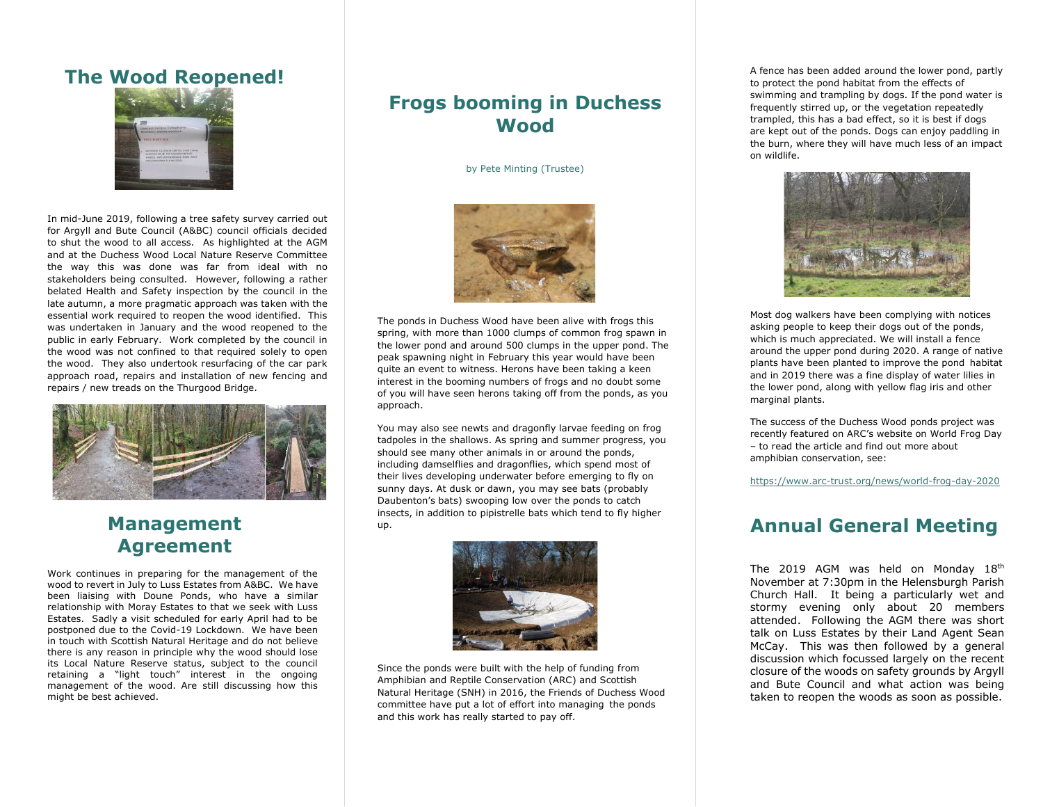## The Wood Reopened!

In mid-June 2019, following a tree safety survey carried out for Argyll and Bute Council (A&BC) council officials decided to shut the wood to all access. As highlighted at the AGM and at the Duchess Wood Local Nature Reserve Committee the way this was done was far from ideal with no stakeholders being consulted. However, following a rather belated Health and Safety inspection by the council in the late autumn, a more pragmatic approach was taken with the essential work required to reopen the wood identified. This was undertaken in January and the wood reopened to the public in early February. Work completed by the council in the wood was not confined to that required solely to open the wood. They also undertook resurfacing of the car park approach road, repairs and installation of new fencing and repairs / new treads on the Thurgood Bridge.

## Management Agreement

Work continues in preparing for the management of the wood to revert in July to Luss Estates from A&BC. We have been liaising with Doune Ponds, who have a similar relationship with Moray Estates to that we seek with Luss Estates. Sadly a visit scheduled for early April had to be postponed due to the Covid-19 Lockdown. We have been in touch with Scottish Natural Heritage and do not believe there is any reason in principle why the wood should lose its Local Nature Reserve status, subject to the council retaining a "light touch" interest in the ongoing management of the wood. Are still discussing how this might be best achieved.

## Frogs booming in Duchess Wood

by Pete Minting (Trustee)

The ponds in Duchess Wood have been alive with frogs this spring, with more than 1000 clumps of common frog spawn in the lower pond and around 500 clumps in the upper pond. The peak spawning night in February this year would have been quite an event to witness. Herons have been taking a keen interest in the booming numbers of frogs and no doubt some of you will have seen herons taking off from the ponds, as you approach.

You may also see newts and dragonfly larvae feeding on frog tadpoles in the shallows. As spring and summer progress, you should see many other animals in or around the ponds, including damselflies and dragonflies, which spend most of their lives developing underwater before emerging to fly on sunny days. At dusk or dawn, you may see bats (probably Daubenton's bats) swooping low over the ponds to catch insects, in addition to pipistrelle bats which tend to fly higher up.

Since the ponds were built with the help of funding from Amphibian and Reptile Conservation (ARC) and Scottish Natural Heritage (SNH) in 2016, the Friends of Duchess Wood committee have put a lot of effort into managing the ponds and this work has really started to pay off.

A fence has been added around the lower pond, partly to protect the pond habitat from the effects of swimming and trampling by dogs. If the pond water is frequently stirred up, or the vegetation repeatedly trampled, this has a bad effect, so it is best if dogs are kept out of the ponds. Dogs can enjoy paddling in the burn, where they will have much less of an impact on wildlife.

Most dog walkers have been complying with notices asking people to keep their dogs out of the ponds, which is much appreciated. We will install a fence around the upper pond during 2020. A range of native plants have been planted to improve the pond habitat and in 2019 there was a fine display of water lilies in the lower pond, along with yellow flag iris and other marginal plants.

The success of the Duchess Wood ponds project was recently featured on ARC's website on World Frog Day – to read the article and find out more about amphibian conservation, see:

https://www.arc-trust.org/news/world-frog-day-2020

## Annual General Meeting

The 2019 AGM was held on Monday 18th November at 7:30pm in the Helensburgh Parish Church Hall. It being a particularly wet and stormy evening only about 20 members attended. Following the AGM there was short talk on Luss Estates by their Land Agent Sean McCay. This was then followed by a general discussion which focussed largely on the recent closure of the woods on safety grounds by Argyll and Bute Council and what action was being taken to reopen the woods as soon as possible.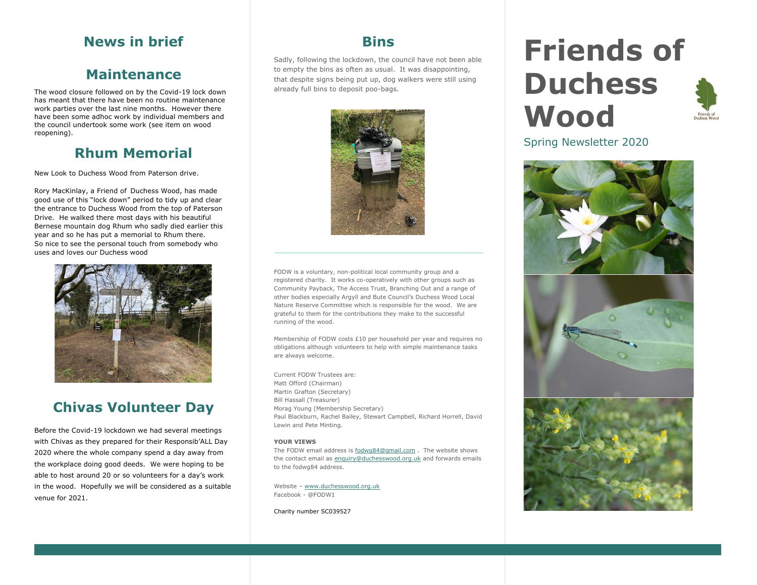# News in brief

## Maintenance

The wood closure followed on by the Covid-19 lock down has meant that there have been no routine maintenance work parties over the last nine months. However there have been some adhoc work by individual members and the council undertook some work (see item on wood reopening).

## Rhum Memorial

New Look to Duchess Wood from Paterson drive.

Rory MacKinlay, a Friend of Duchess Wood, has made good use of this "lock down" period to tidy up and clear the entrance to Duchess Wood from the top of Paterson Drive. He walked there most days with his beautiful Bernese mountain dog Rhum who sadly died earlier this year and so he has put a memorial to Rhum there. So nice to see the personal touch from somebody who uses and loves our Duchess wood

## Chivas Volunteer Day

Before the Covid-19 lockdown we had several meetings with Chivas as they prepared for their Responsib'ALL Day 2020 where the whole company spend a day away from the workplace doing good deeds. We were hoping to be able to host around 20 or so volunteers for a day's work in the wood. Hopefully we will be considered as a suitable venue for 2021.

## Bins

Sadly, following the lockdown, the council have not been able to empty the bins as often as usual. It was disappointing, that despite signs being put up, dog walkers were still using already full bins to deposit poo-bags.

---

FODW is a voluntary, non-political local community group and a registered charity. It works co-operatively with other groups such as Community Payback, The Access Trust, Branching Out and a range of other bodies especially Argyll and Bute Council's Duchess Wood Local Nature Reserve Committee which is responsible for the wood. We are grateful to them for the contributions they make to the successful running of the wood.

Membership of FODW costs £10 per household per year and requires no obligations although volunteers to help with simple maintenance tasks are always welcome.

Current FODW Trustees are:
Matt Offord (Chairman)
Martin Grafton (Secretary)
Bill Hassall (Treasurer)
Morag Young (Membership Secretary)
Paul Blackburn, Rachel Bailey, Stewart Campbell, Richard Horrell, David Lewin and Pete Minting.

**YOUR VIEWS**
The FODW email address is fodwg84@gmail.com . The website shows the contact email as enquiry@duchesswood.org.uk and forwards emails to the fodwg84 address.

Website – www.duchesswood.org.uk
Facebook - @FODW1

Charity number SC039527

# Friends of Duchess Wood

Friends of Duchess Wood

Spring Newsletter 2020